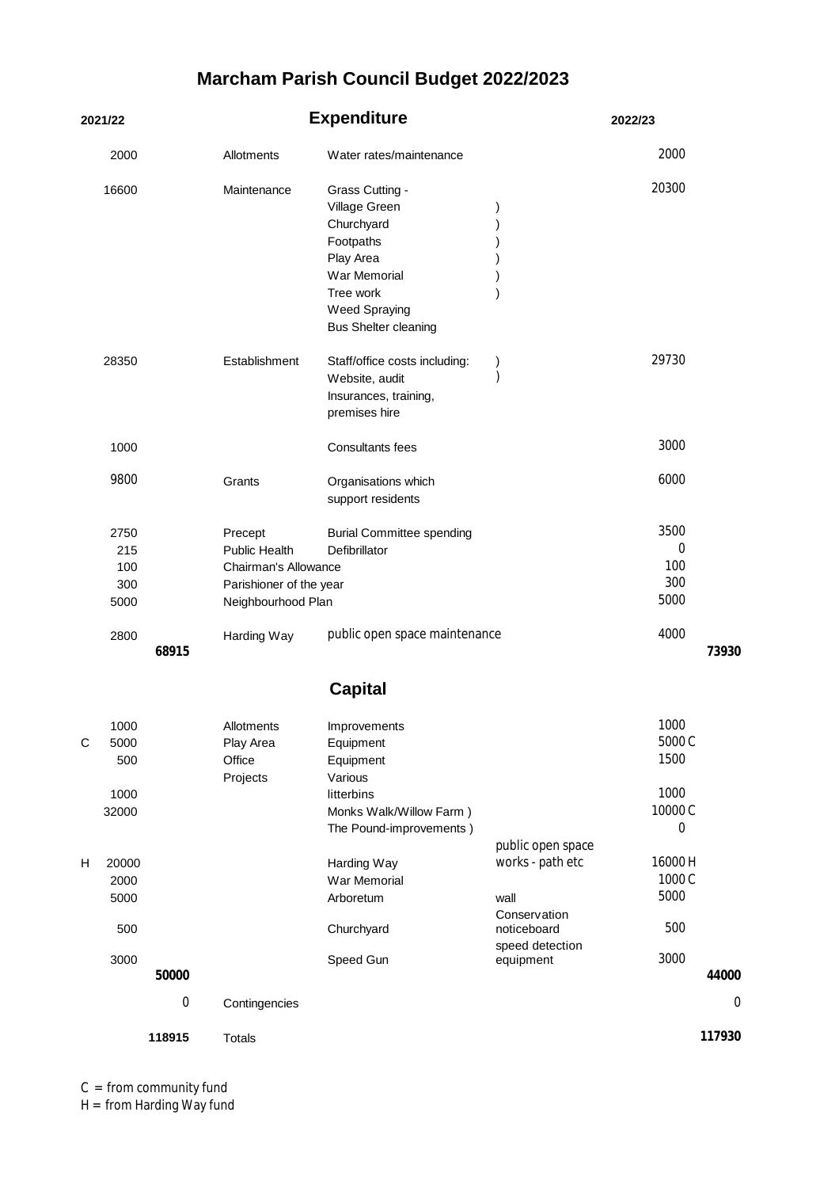# Marcham Parish Council Budget 2022/2023

## Expenditure

| Flag | 2021/22 | Subtotal 2021/22 | Category | Description | Notes | 2022/23 | Subtotal 2022/23 |
|---|---|---|---|---|---|---|---|
| | 2000 | | Allotments | Water rates/maintenance | | 2000 | |
| | 16600 | | Maintenance | Grass Cutting - Village Green, Churchyard, Footpaths, Play Area, War Memorial, Tree work, Weed Spraying, Bus Shelter cleaning | | 20300 | |
| | 28350 | | Establishment | Staff/office costs including: Website, audit, Insurances, training, premises hire | | 29730 | |
| | 1000 | | | Consultants fees | | 3000 | |
| | 9800 | | Grants | Organisations which support residents | | 6000 | |
| | 2750 | | Precept | Burial Committee spending | | 3500 | |
| | 215 | | Public Health | Defibrillator | | 0 | |
| | 100 | | Chairman's Allowance | | | 100 | |
| | 300 | | Parishioner of the year | | | 300 | |
| | 5000 | | Neighbourhood Plan | | | 5000 | |
| | 2800 | | Harding Way | public open space maintenance | | 4000 | |
| | | **68915** | | | | | **73930** |

## Capital

| Flag | 2021/22 | Subtotal 2021/22 | Category | Description | Notes | 2022/23 | Subtotal 2022/23 |
|---|---|---|---|---|---|---|---|
| | 1000 | | Allotments | Improvements | | 1000 | |
| C | 5000 | | Play Area | Equipment | | 5000 C | |
| | 500 | | Office | Equipment | | 1500 | |
| | | | Projects | Various | | | |
| | 1000 | | | litterbins | | 1000 | |
| | 32000 | | | Monks Walk/Willow Farm ) | | 10000 C | |
| | | | | The Pound-improvements ) | | 0 | |
| H | 20000 | | | Harding Way | public open space works - path etc | 16000 H | |
| | 2000 | | | War Memorial | | 1000 C | |
| | 5000 | | | Arboretum | wall | 5000 | |
| | 500 | | | Churchyard | Conservation noticeboard | 500 | |
| | 3000 | | | Speed Gun | speed detection equipment | 3000 | |
| | | **50000** | | | | | **44000** |
| | | 0 | Contingencies | | | | 0 |
| | | **118915** | Totals | | | | **117930** |

C = from community fund
H = from Harding Way fund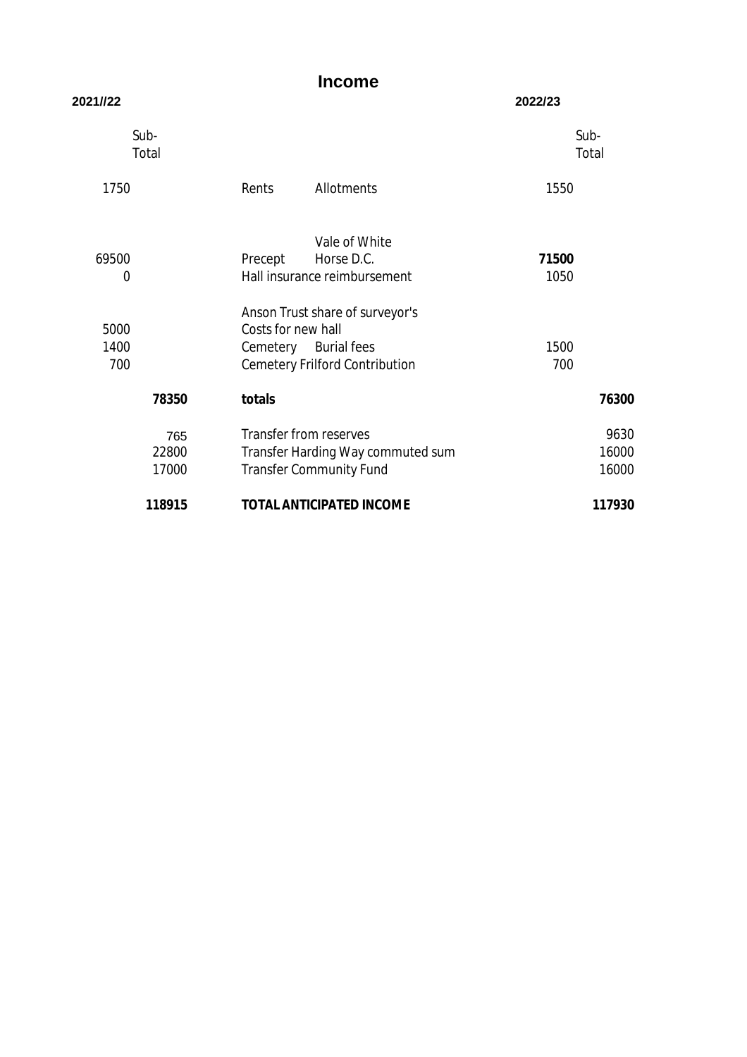# Income

| 2021//22 | | | | 2022/23 | |
|---|---|---|---|---|---|
| | Sub-Total | | | | Sub-Total |
| 1750 | | Rents | Allotments | 1550 | |
| 69500 | | Precept | Vale of White Horse D.C. | **71500** | |
| 0 | | Hall insurance reimbursement | | 1050 | |
| 5000 | | Anson Trust share of surveyor's Costs for new hall | | | |
| 1400 | | Cemetery | Burial fees | 1500 | |
| 700 | | Cemetery Frilford Contribution | | 700 | |
| | **78350** | **totals** | | | **76300** |
| | 765 | Transfer from reserves | | | 9630 |
| | 22800 | Transfer Harding Way commuted sum | | | 16000 |
| | 17000 | Transfer Community Fund | | | 16000 |
| | **118915** | **TOTAL ANTICIPATED INCOME** | | | **117930** |